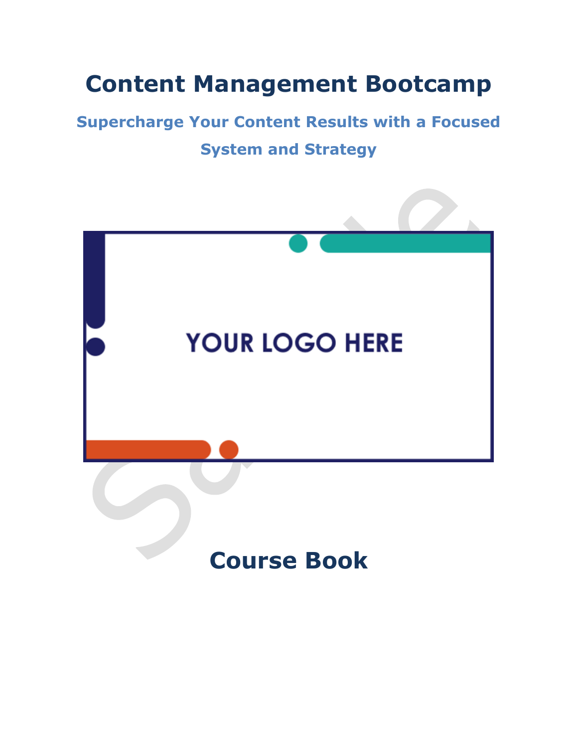# Content Management Bootcamp

## Supercharge Your Content Results with a Focused System and Strategy

YOUR LOGO HERE

# Course Book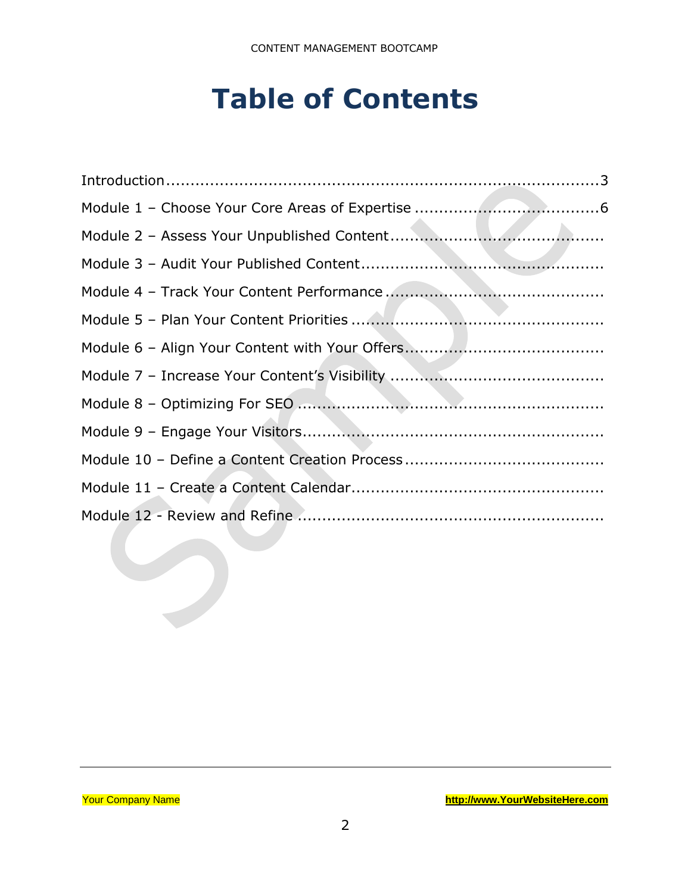# Table of Contents

Introduction.....................................................................................3
Module 1 – Choose Your Core Areas of Expertise .....................................6
Module 2 – Assess Your Unpublished Content..........................................
Module 3 – Audit Your Published Content.................................................
Module 4 – Track Your Content Performance ............................................
Module 5 – Plan Your Content Priorities ...................................................
Module 6 – Align Your Content with Your Offers........................................
Module 7 – Increase Your Content's Visibility ...........................................
Module 8 – Optimizing For SEO ..............................................................
Module 9 – Engage Your Visitors.............................................................
Module 10 – Define a Content Creation Process ........................................
Module 11 – Create a Content Calendar...................................................
Module 12 - Review and Refine ..............................................................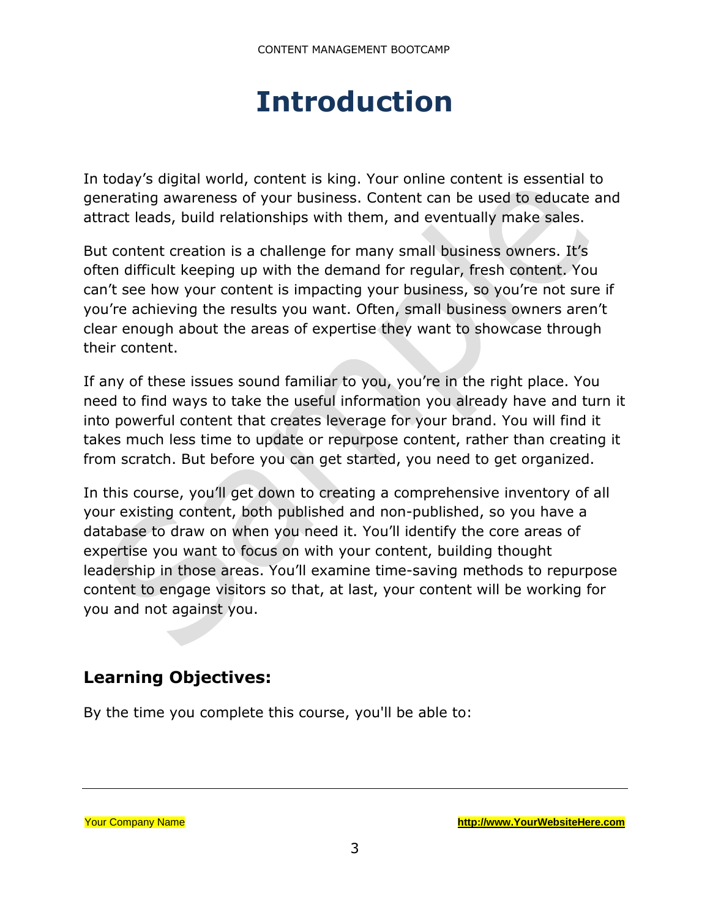# Introduction

In today's digital world, content is king. Your online content is essential to generating awareness of your business. Content can be used to educate and attract leads, build relationships with them, and eventually make sales.

But content creation is a challenge for many small business owners. It's often difficult keeping up with the demand for regular, fresh content. You can't see how your content is impacting your business, so you're not sure if you're achieving the results you want. Often, small business owners aren't clear enough about the areas of expertise they want to showcase through their content.

If any of these issues sound familiar to you, you're in the right place. You need to find ways to take the useful information you already have and turn it into powerful content that creates leverage for your brand. You will find it takes much less time to update or repurpose content, rather than creating it from scratch. But before you can get started, you need to get organized.

In this course, you'll get down to creating a comprehensive inventory of all your existing content, both published and non-published, so you have a database to draw on when you need it. You'll identify the core areas of expertise you want to focus on with your content, building thought leadership in those areas. You'll examine time-saving methods to repurpose content to engage visitors so that, at last, your content will be working for you and not against you.

## Learning Objectives:

By the time you complete this course, you'll be able to: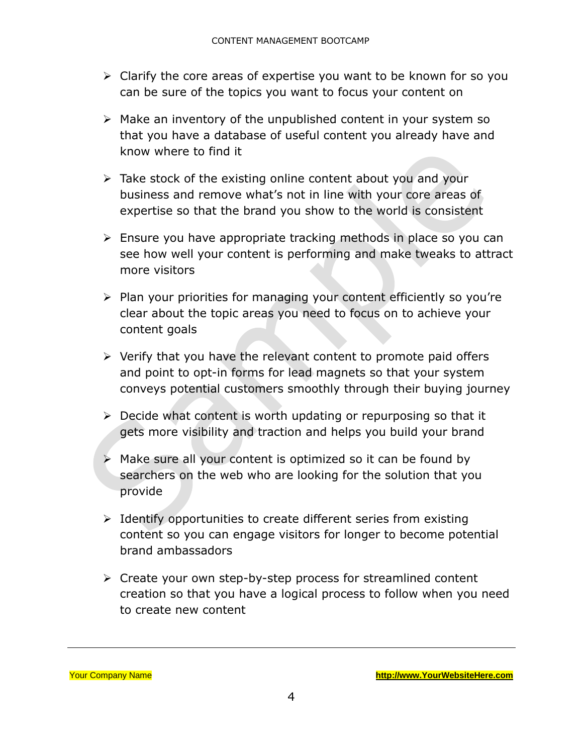- Clarify the core areas of expertise you want to be known for so you can be sure of the topics you want to focus your content on

- Make an inventory of the unpublished content in your system so that you have a database of useful content you already have and know where to find it

- Take stock of the existing online content about you and your business and remove what's not in line with your core areas of expertise so that the brand you show to the world is consistent

- Ensure you have appropriate tracking methods in place so you can see how well your content is performing and make tweaks to attract more visitors

- Plan your priorities for managing your content efficiently so you're clear about the topic areas you need to focus on to achieve your content goals

- Verify that you have the relevant content to promote paid offers and point to opt-in forms for lead magnets so that your system conveys potential customers smoothly through their buying journey

- Decide what content is worth updating or repurposing so that it gets more visibility and traction and helps you build your brand

- Make sure all your content is optimized so it can be found by searchers on the web who are looking for the solution that you provide

- Identify opportunities to create different series from existing content so you can engage visitors for longer to become potential brand ambassadors

- Create your own step-by-step process for streamlined content creation so that you have a logical process to follow when you need to create new content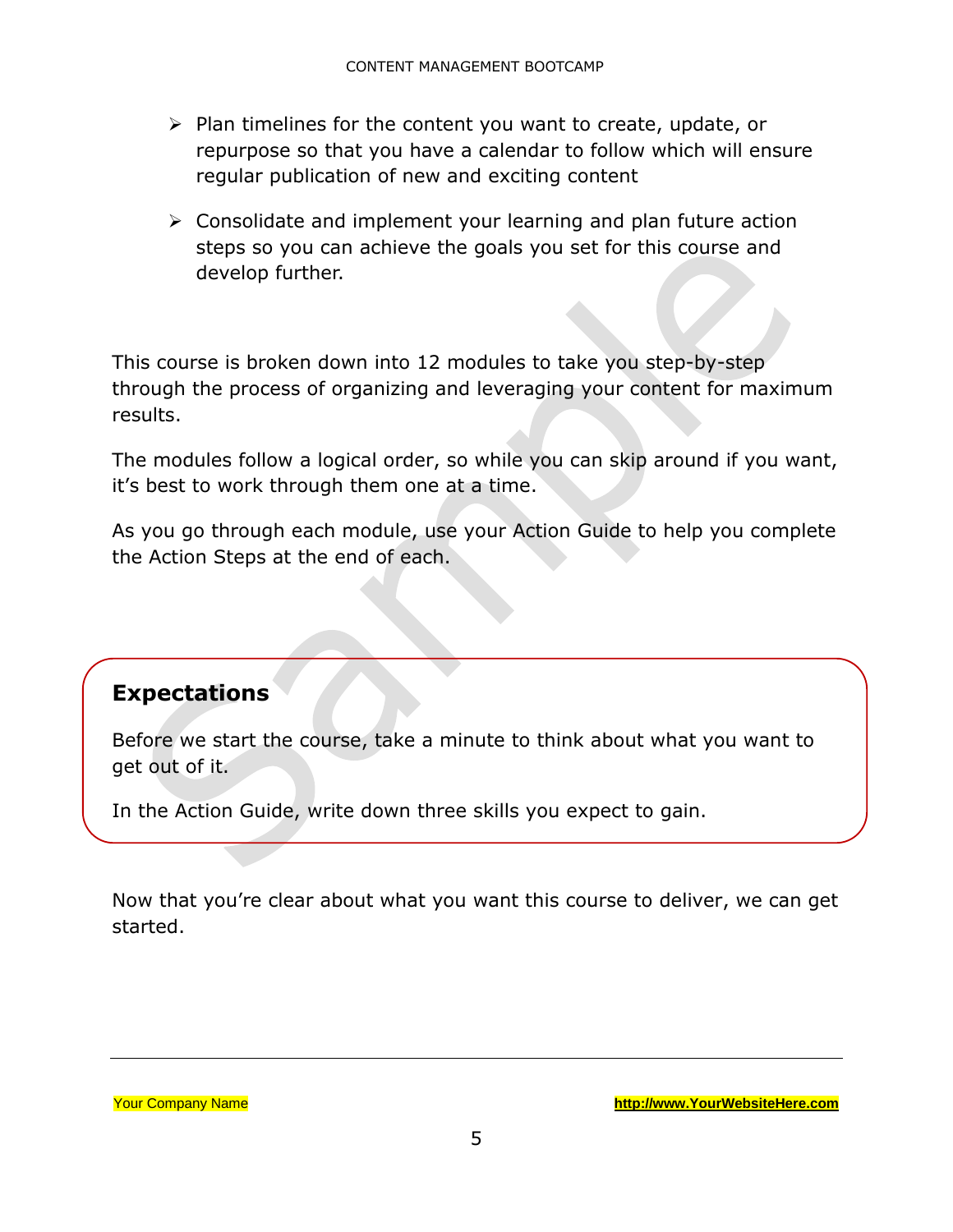- Plan timelines for the content you want to create, update, or repurpose so that you have a calendar to follow which will ensure regular publication of new and exciting content

- Consolidate and implement your learning and plan future action steps so you can achieve the goals you set for this course and develop further.

This course is broken down into 12 modules to take you step-by-step through the process of organizing and leveraging your content for maximum results.

The modules follow a logical order, so while you can skip around if you want, it's best to work through them one at a time.

As you go through each module, use your Action Guide to help you complete the Action Steps at the end of each.

## Expectations

Before we start the course, take a minute to think about what you want to get out of it.

In the Action Guide, write down three skills you expect to gain.

Now that you're clear about what you want this course to deliver, we can get started.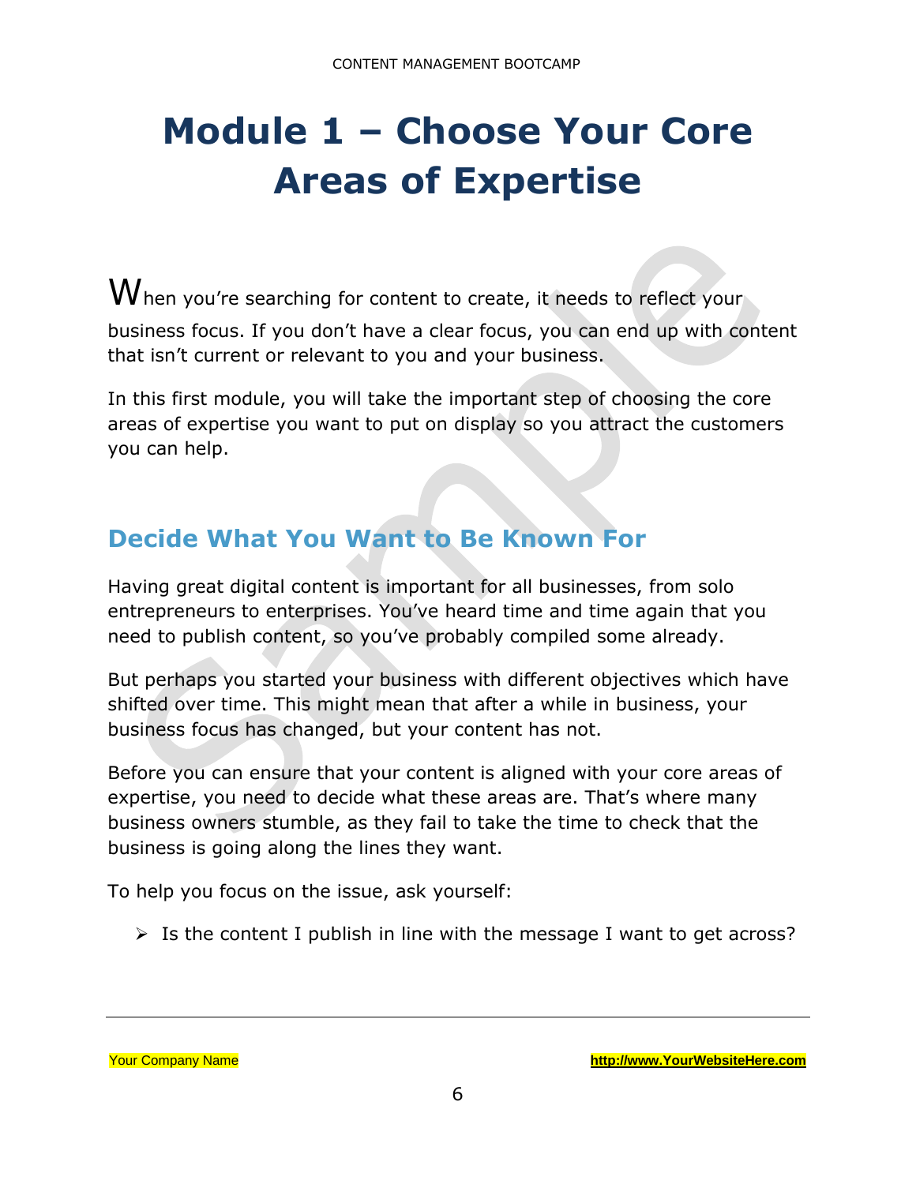# Module 1 – Choose Your Core Areas of Expertise

When you're searching for content to create, it needs to reflect your business focus. If you don't have a clear focus, you can end up with content that isn't current or relevant to you and your business.

In this first module, you will take the important step of choosing the core areas of expertise you want to put on display so you attract the customers you can help.

## Decide What You Want to Be Known For

Having great digital content is important for all businesses, from solo entrepreneurs to enterprises. You've heard time and time again that you need to publish content, so you've probably compiled some already.

But perhaps you started your business with different objectives which have shifted over time. This might mean that after a while in business, your business focus has changed, but your content has not.

Before you can ensure that your content is aligned with your core areas of expertise, you need to decide what these areas are. That's where many business owners stumble, as they fail to take the time to check that the business is going along the lines they want.

To help you focus on the issue, ask yourself:

- Is the content I publish in line with the message I want to get across?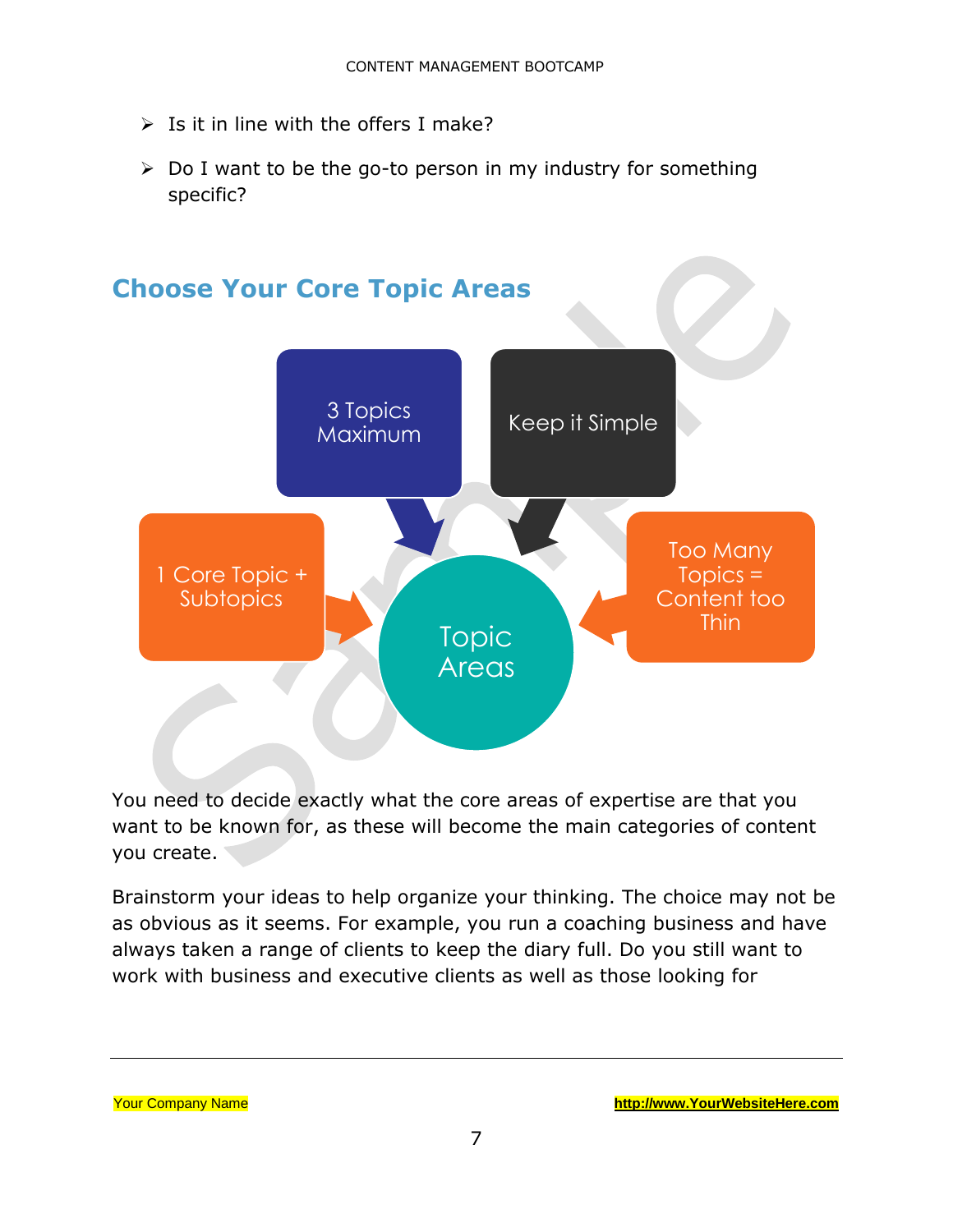- Is it in line with the offers I make?
- Do I want to be the go-to person in my industry for something specific?

## Choose Your Core Topic Areas

3 Topics Maximum

Keep it Simple

1 Core Topic + Subtopics

Topic Areas

Too Many Topics = Content too Thin

You need to decide exactly what the core areas of expertise are that you want to be known for, as these will become the main categories of content you create.

Brainstorm your ideas to help organize your thinking. The choice may not be as obvious as it seems. For example, you run a coaching business and have always taken a range of clients to keep the diary full. Do you still want to work with business and executive clients as well as those looking for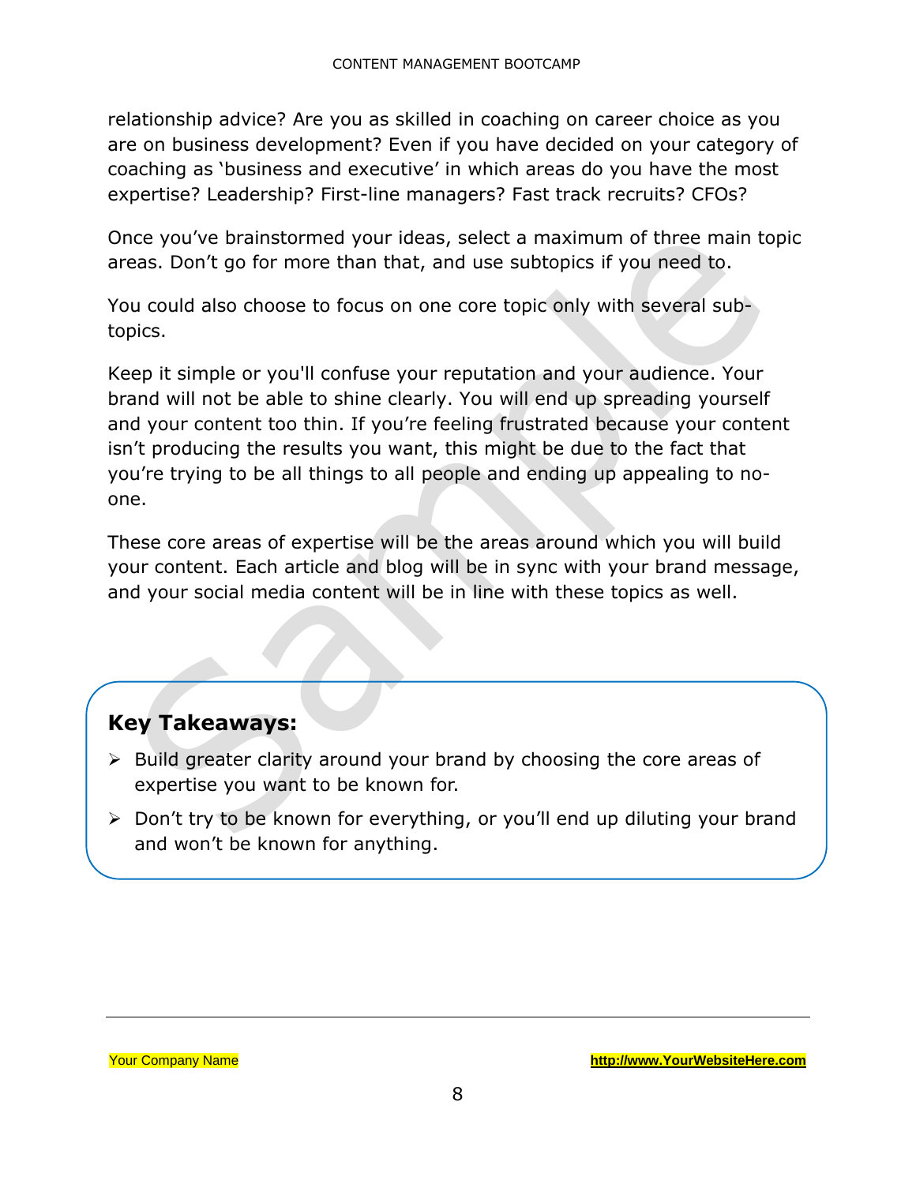relationship advice? Are you as skilled in coaching on career choice as you are on business development? Even if you have decided on your category of coaching as 'business and executive' in which areas do you have the most expertise? Leadership? First-line managers? Fast track recruits? CFOs?

Once you've brainstormed your ideas, select a maximum of three main topic areas. Don't go for more than that, and use subtopics if you need to.

You could also choose to focus on one core topic only with several sub-topics.

Keep it simple or you'll confuse your reputation and your audience. Your brand will not be able to shine clearly. You will end up spreading yourself and your content too thin. If you're feeling frustrated because your content isn't producing the results you want, this might be due to the fact that you're trying to be all things to all people and ending up appealing to no-one.

These core areas of expertise will be the areas around which you will build your content. Each article and blog will be in sync with your brand message, and your social media content will be in line with these topics as well.

**Key Takeaways:**

- Build greater clarity around your brand by choosing the core areas of expertise you want to be known for.
- Don't try to be known for everything, or you'll end up diluting your brand and won't be known for anything.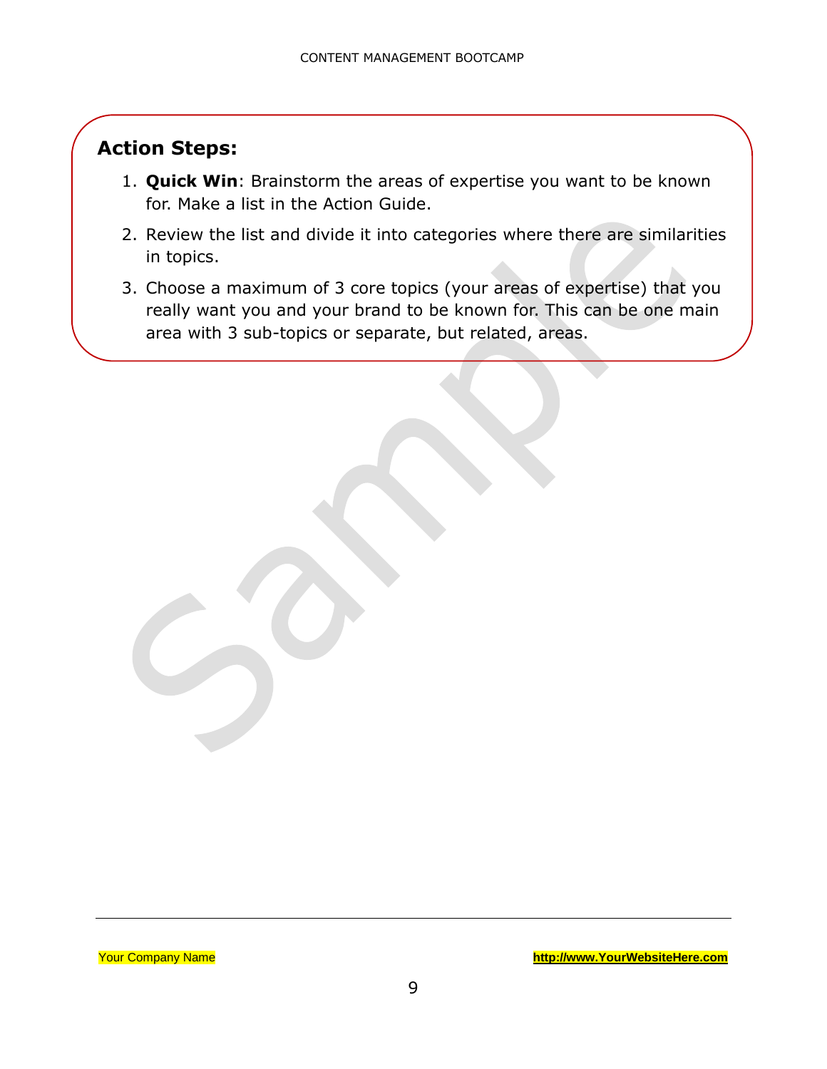## Action Steps:

1. **Quick Win**: Brainstorm the areas of expertise you want to be known for. Make a list in the Action Guide.
2. Review the list and divide it into categories where there are similarities in topics.
3. Choose a maximum of 3 core topics (your areas of expertise) that you really want you and your brand to be known for. This can be one main area with 3 sub-topics or separate, but related, areas.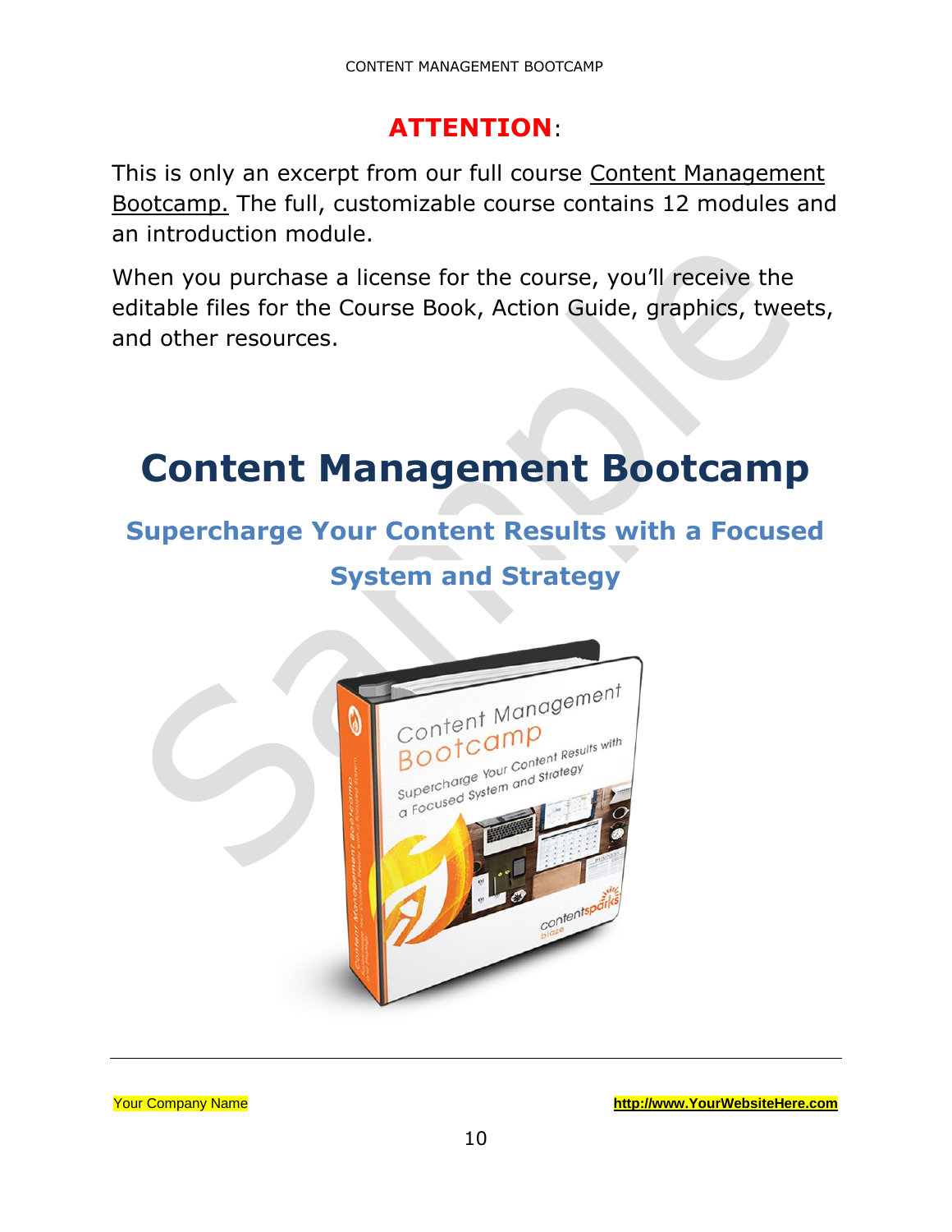## **ATTENTION**:

This is only an excerpt from our full course Content Management Bootcamp. The full, customizable course contains 12 modules and an introduction module.

When you purchase a license for the course, you'll receive the editable files for the Course Book, Action Guide, graphics, tweets, and other resources.

# Content Management Bootcamp

## Supercharge Your Content Results with a Focused System and Strategy